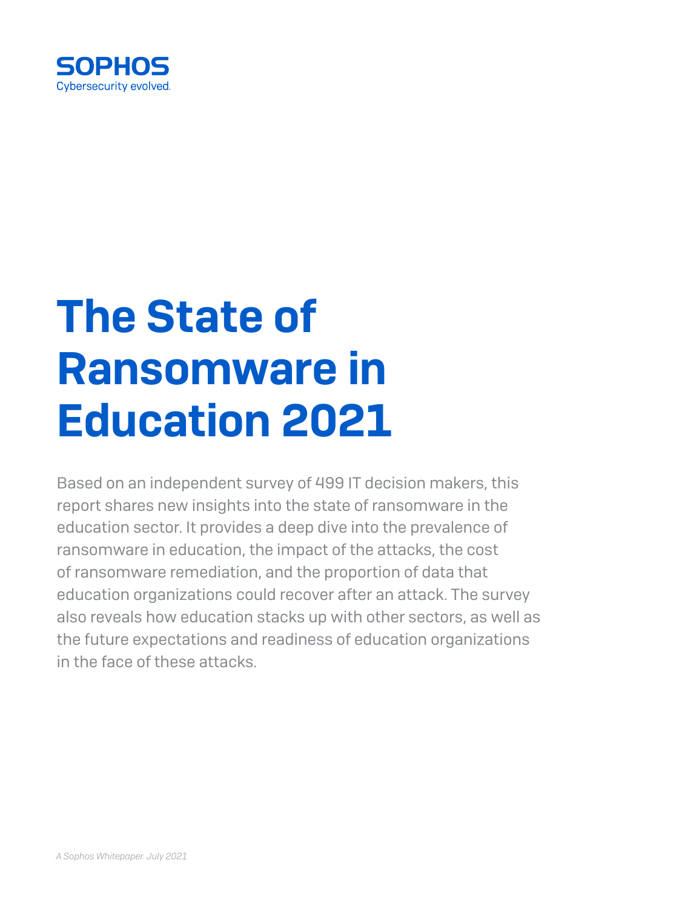SOPHOS
Cybersecurity evolved.

# The State of Ransomware in Education 2021

Based on an independent survey of 499 IT decision makers, this report shares new insights into the state of ransomware in the education sector. It provides a deep dive into the prevalence of ransomware in education, the impact of the attacks, the cost of ransomware remediation, and the proportion of data that education organizations could recover after an attack. The survey also reveals how education stacks up with other sectors, as well as the future expectations and readiness of education organizations in the face of these attacks.

*A Sophos Whitepaper. July 2021*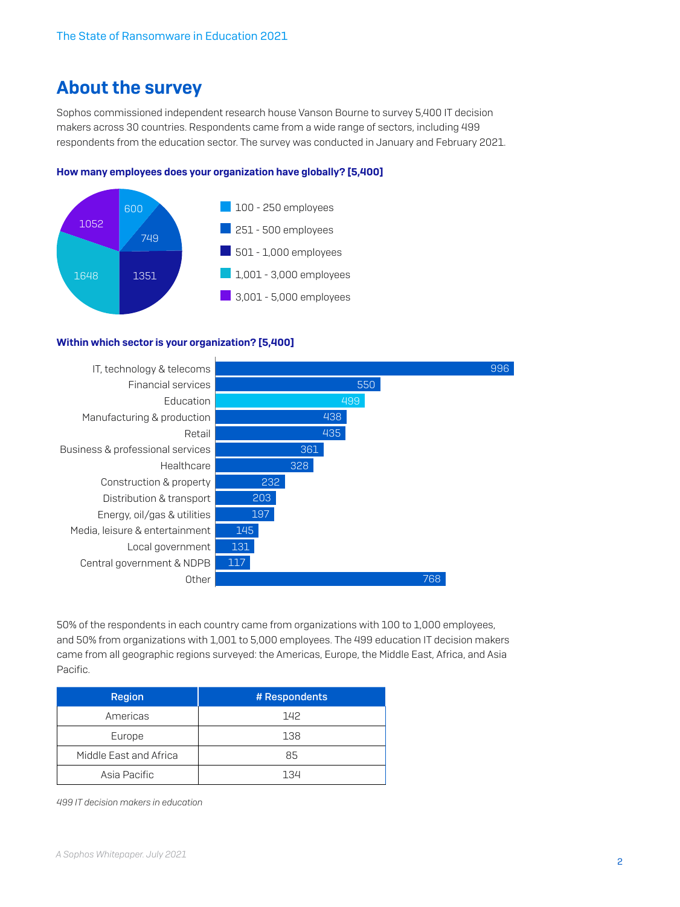## About the survey

Sophos commissioned independent research house Vanson Bourne to survey 5,400 IT decision makers across 30 countries. Respondents came from a wide range of sectors, including 499 respondents from the education sector. The survey was conducted in January and February 2021.

**How many employees does your organization have globally? [5,400]**

| Employees | Respondents |
|---|---|
| 100 - 250 employees | 600 |
| 251 - 500 employees | 749 |
| 501 - 1,000 employees | 1351 |
| 1,001 - 3,000 employees | 1648 |
| 3,001 - 5,000 employees | 1052 |

**Within which sector is your organization? [5,400]**

| Sector | Respondents |
|---|---|
| IT, technology & telecoms | 996 |
| Financial services | 550 |
| Education | 499 |
| Manufacturing & production | 438 |
| Retail | 435 |
| Business & professional services | 361 |
| Healthcare | 328 |
| Construction & property | 232 |
| Distribution & transport | 203 |
| Energy, oil/gas & utilities | 197 |
| Media, leisure & entertainment | 145 |
| Local government | 131 |
| Central government & NDPB | 117 |
| Other | 768 |

50% of the respondents in each country came from organizations with 100 to 1,000 employees, and 50% from organizations with 1,001 to 5,000 employees. The 499 education IT decision makers came from all geographic regions surveyed: the Americas, Europe, the Middle East, Africa, and Asia Pacific.

| Region | # Respondents |
|---|---|
| Americas | 142 |
| Europe | 138 |
| Middle East and Africa | 85 |
| Asia Pacific | 134 |

*499 IT decision makers in education*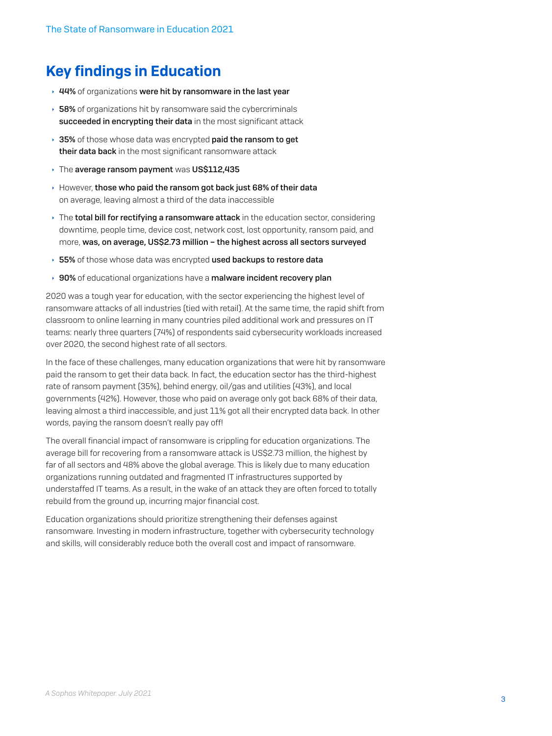## Key findings in Education

- **44%** of organizations **were hit by ransomware in the last year**
- **58%** of organizations hit by ransomware said the cybercriminals **succeeded in encrypting their data** in the most significant attack
- **35%** of those whose data was encrypted **paid the ransom to get their data back** in the most significant ransomware attack
- The **average ransom payment** was **US$112,435**
- However, **those who paid the ransom got back just 68% of their data** on average, leaving almost a third of the data inaccessible
- The **total bill for rectifying a ransomware attack** in the education sector, considering downtime, people time, device cost, network cost, lost opportunity, ransom paid, and more, **was, on average, US$2.73 million – the highest across all sectors surveyed**
- **55%** of those whose data was encrypted **used backups to restore data**
- **90%** of educational organizations have a **malware incident recovery plan**

2020 was a tough year for education, with the sector experiencing the highest level of ransomware attacks of all industries (tied with retail). At the same time, the rapid shift from classroom to online learning in many countries piled additional work and pressures on IT teams: nearly three quarters (74%) of respondents said cybersecurity workloads increased over 2020, the second highest rate of all sectors.

In the face of these challenges, many education organizations that were hit by ransomware paid the ransom to get their data back. In fact, the education sector has the third-highest rate of ransom payment (35%), behind energy, oil/gas and utilities (43%), and local governments (42%). However, those who paid on average only got back 68% of their data, leaving almost a third inaccessible, and just 11% got all their encrypted data back. In other words, paying the ransom doesn't really pay off!

The overall financial impact of ransomware is crippling for education organizations. The average bill for recovering from a ransomware attack is US$2.73 million, the highest by far of all sectors and 48% above the global average. This is likely due to many education organizations running outdated and fragmented IT infrastructures supported by understaffed IT teams. As a result, in the wake of an attack they are often forced to totally rebuild from the ground up, incurring major financial cost.

Education organizations should prioritize strengthening their defenses against ransomware. Investing in modern infrastructure, together with cybersecurity technology and skills, will considerably reduce both the overall cost and impact of ransomware.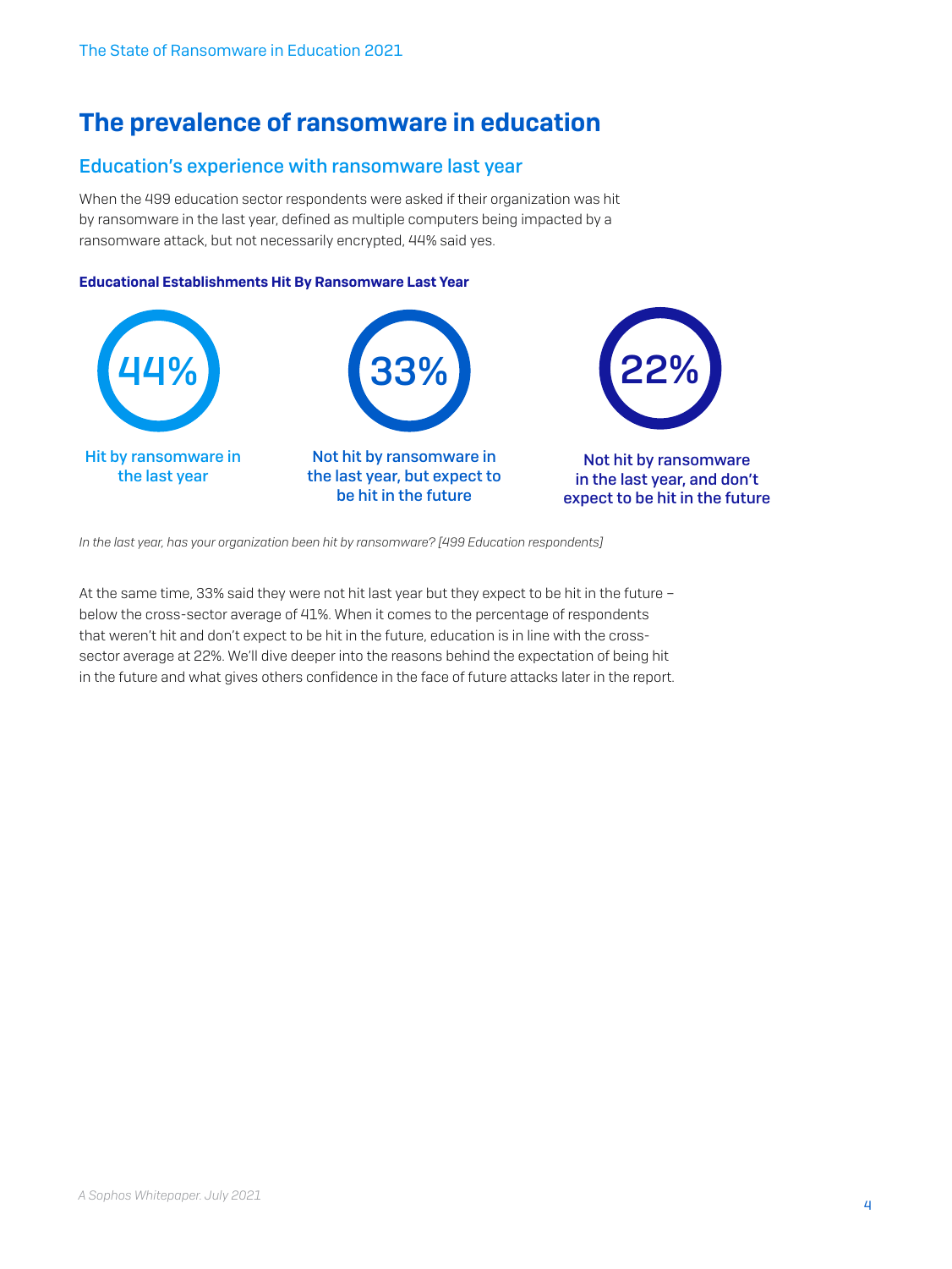# The prevalence of ransomware in education

## Education's experience with ransomware last year

When the 499 education sector respondents were asked if their organization was hit by ransomware in the last year, defined as multiple computers being impacted by a ransomware attack, but not necessarily encrypted, 44% said yes.

**Educational Establishments Hit By Ransomware Last Year**

| 44% | 33% | 22% |
|---|---|---|
| Hit by ransomware in the last year | Not hit by ransomware in the last year, but expect to be hit in the future | Not hit by ransomware in the last year, and don't expect to be hit in the future |

*In the last year, has your organization been hit by ransomware? [499 Education respondents]*

At the same time, 33% said they were not hit last year but they expect to be hit in the future – below the cross-sector average of 41%. When it comes to the percentage of respondents that weren't hit and don't expect to be hit in the future, education is in line with the cross-sector average at 22%. We'll dive deeper into the reasons behind the expectation of being hit in the future and what gives others confidence in the face of future attacks later in the report.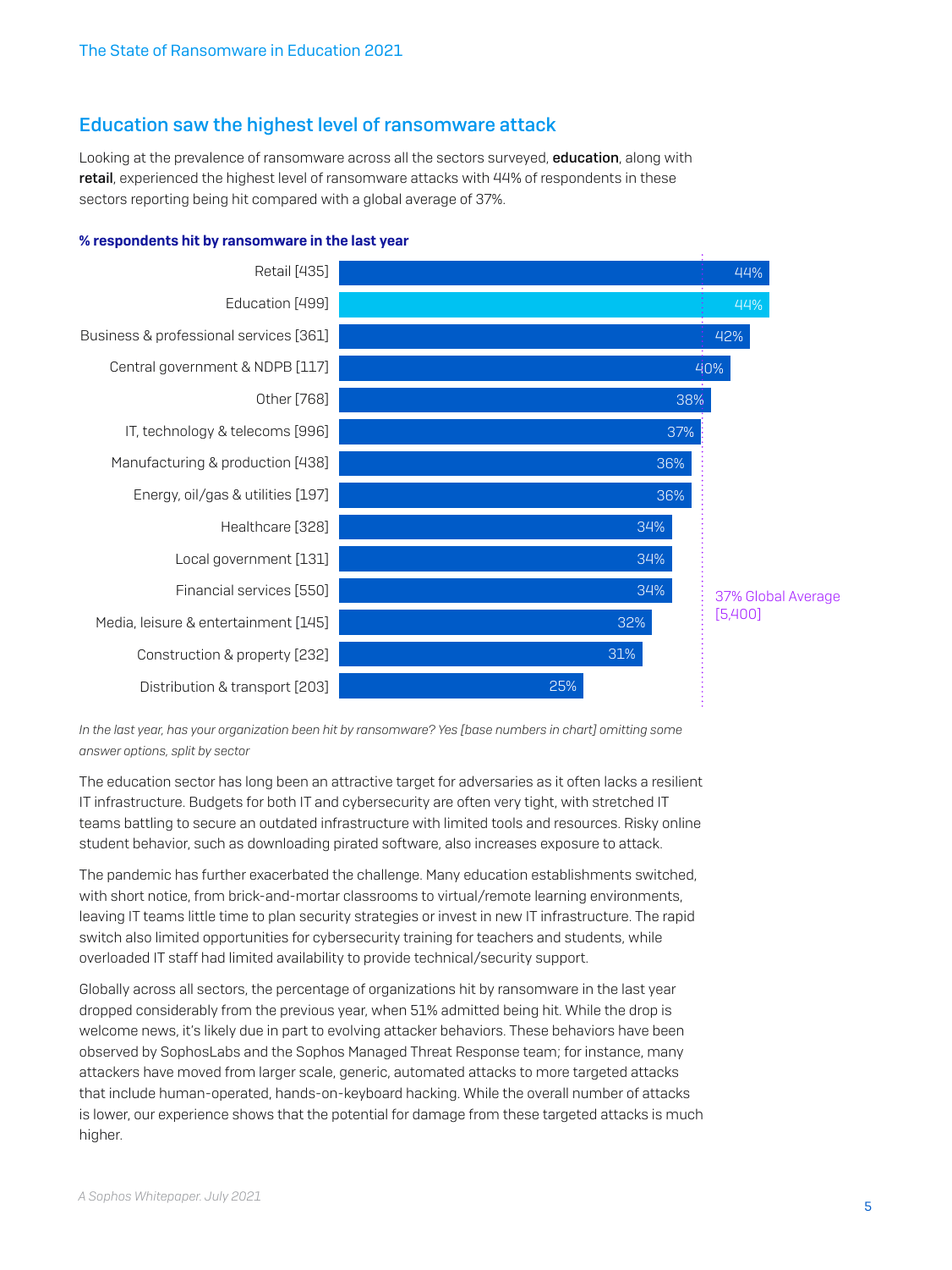## Education saw the highest level of ransomware attack

Looking at the prevalence of ransomware across all the sectors surveyed, **education**, along with **retail**, experienced the highest level of ransomware attacks with 44% of respondents in these sectors reporting being hit compared with a global average of 37%.

**% respondents hit by ransomware in the last year**

| Sector | % hit |
|---|---|
| Retail [435] | 44% |
| Education [499] | 44% |
| Business & professional services [361] | 42% |
| Central government & NDPB [117] | 40% |
| Other [768] | 38% |
| IT, technology & telecoms [996] | 37% |
| Manufacturing & production [438] | 36% |
| Energy, oil/gas & utilities [197] | 36% |
| Healthcare [328] | 34% |
| Local government [131] | 34% |
| Financial services [550] | 34% |
| Media, leisure & entertainment [145] | 32% |
| Construction & property [232] | 31% |
| Distribution & transport [203] | 25% |

37% Global Average [5,400]

*In the last year, has your organization been hit by ransomware? Yes [base numbers in chart] omitting some answer options, split by sector*

The education sector has long been an attractive target for adversaries as it often lacks a resilient IT infrastructure. Budgets for both IT and cybersecurity are often very tight, with stretched IT teams battling to secure an outdated infrastructure with limited tools and resources. Risky online student behavior, such as downloading pirated software, also increases exposure to attack.

The pandemic has further exacerbated the challenge. Many education establishments switched, with short notice, from brick-and-mortar classrooms to virtual/remote learning environments, leaving IT teams little time to plan security strategies or invest in new IT infrastructure. The rapid switch also limited opportunities for cybersecurity training for teachers and students, while overloaded IT staff had limited availability to provide technical/security support.

Globally across all sectors, the percentage of organizations hit by ransomware in the last year dropped considerably from the previous year, when 51% admitted being hit. While the drop is welcome news, it's likely due in part to evolving attacker behaviors. These behaviors have been observed by SophosLabs and the Sophos Managed Threat Response team; for instance, many attackers have moved from larger scale, generic, automated attacks to more targeted attacks that include human-operated, hands-on-keyboard hacking. While the overall number of attacks is lower, our experience shows that the potential for damage from these targeted attacks is much higher.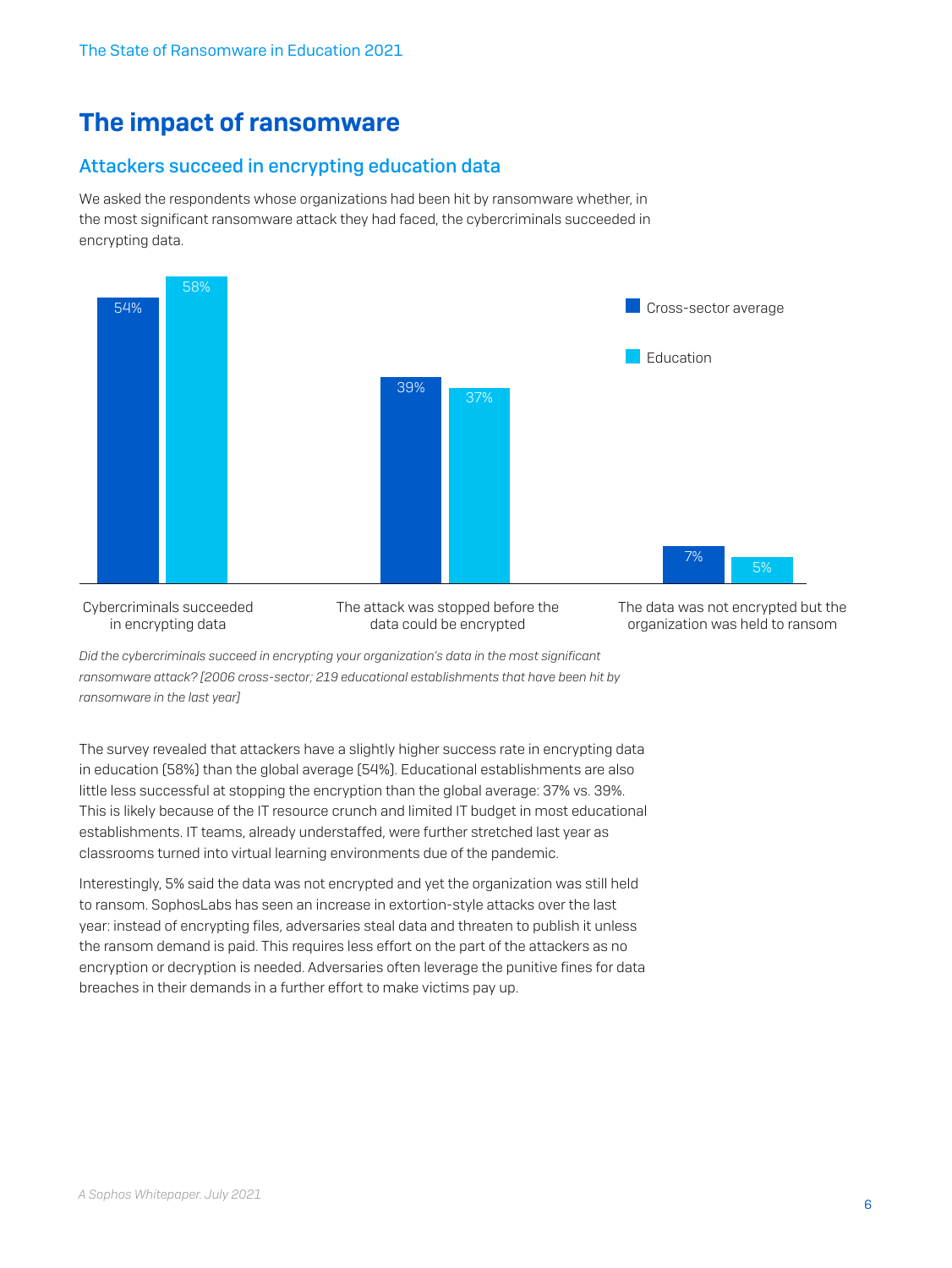# The impact of ransomware

## Attackers succeed in encrypting education data

We asked the respondents whose organizations had been hit by ransomware whether, in the most significant ransomware attack they had faced, the cybercriminals succeeded in encrypting data.

| | Cross-sector average | Education |
|---|---|---|
| Cybercriminals succeeded in encrypting data | 54% | 58% |
| The attack was stopped before the data could be encrypted | 39% | 37% |
| The data was not encrypted but the organization was held to ransom | 7% | 5% |

*Did the cybercriminals succeed in encrypting your organization's data in the most significant ransomware attack? [2006 cross-sector; 219 educational establishments that have been hit by ransomware in the last year]*

The survey revealed that attackers have a slightly higher success rate in encrypting data in education (58%) than the global average (54%). Educational establishments are also little less successful at stopping the encryption than the global average: 37% vs. 39%. This is likely because of the IT resource crunch and limited IT budget in most educational establishments. IT teams, already understaffed, were further stretched last year as classrooms turned into virtual learning environments due of the pandemic.

Interestingly, 5% said the data was not encrypted and yet the organization was still held to ransom. SophosLabs has seen an increase in extortion-style attacks over the last year: instead of encrypting files, adversaries steal data and threaten to publish it unless the ransom demand is paid. This requires less effort on the part of the attackers as no encryption or decryption is needed. Adversaries often leverage the punitive fines for data breaches in their demands in a further effort to make victims pay up.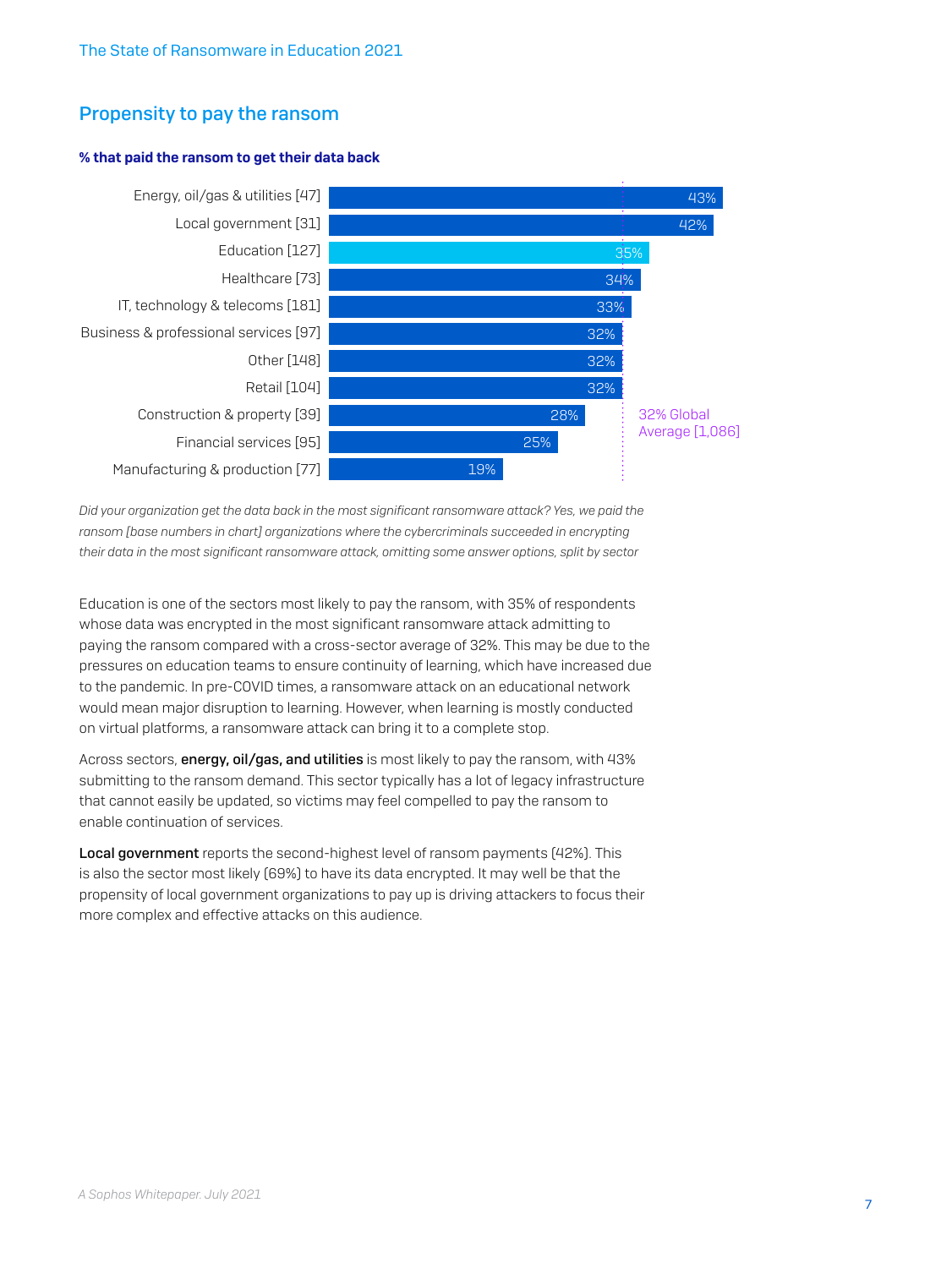## Propensity to pay the ransom

**% that paid the ransom to get their data back**

| Sector | % |
| --- | --- |
| Energy, oil/gas & utilities [47] | 43% |
| Local government [31] | 42% |
| Education [127] | 35% |
| Healthcare [73] | 34% |
| IT, technology & telecoms [181] | 33% |
| Business & professional services [97] | 32% |
| Other [148] | 32% |
| Retail [104] | 32% |
| Construction & property [39] | 28% |
| Financial services [95] | 25% |
| Manufacturing & production [77] | 19% |

32% Global Average [1,086]

*Did your organization get the data back in the most significant ransomware attack? Yes, we paid the ransom [base numbers in chart] organizations where the cybercriminals succeeded in encrypting their data in the most significant ransomware attack, omitting some answer options, split by sector*

Education is one of the sectors most likely to pay the ransom, with 35% of respondents whose data was encrypted in the most significant ransomware attack admitting to paying the ransom compared with a cross-sector average of 32%. This may be due to the pressures on education teams to ensure continuity of learning, which have increased due to the pandemic. In pre-COVID times, a ransomware attack on an educational network would mean major disruption to learning. However, when learning is mostly conducted on virtual platforms, a ransomware attack can bring it to a complete stop.

Across sectors, **energy, oil/gas, and utilities** is most likely to pay the ransom, with 43% submitting to the ransom demand. This sector typically has a lot of legacy infrastructure that cannot easily be updated, so victims may feel compelled to pay the ransom to enable continuation of services.

**Local government** reports the second-highest level of ransom payments (42%). This is also the sector most likely (69%) to have its data encrypted. It may well be that the propensity of local government organizations to pay up is driving attackers to focus their more complex and effective attacks on this audience.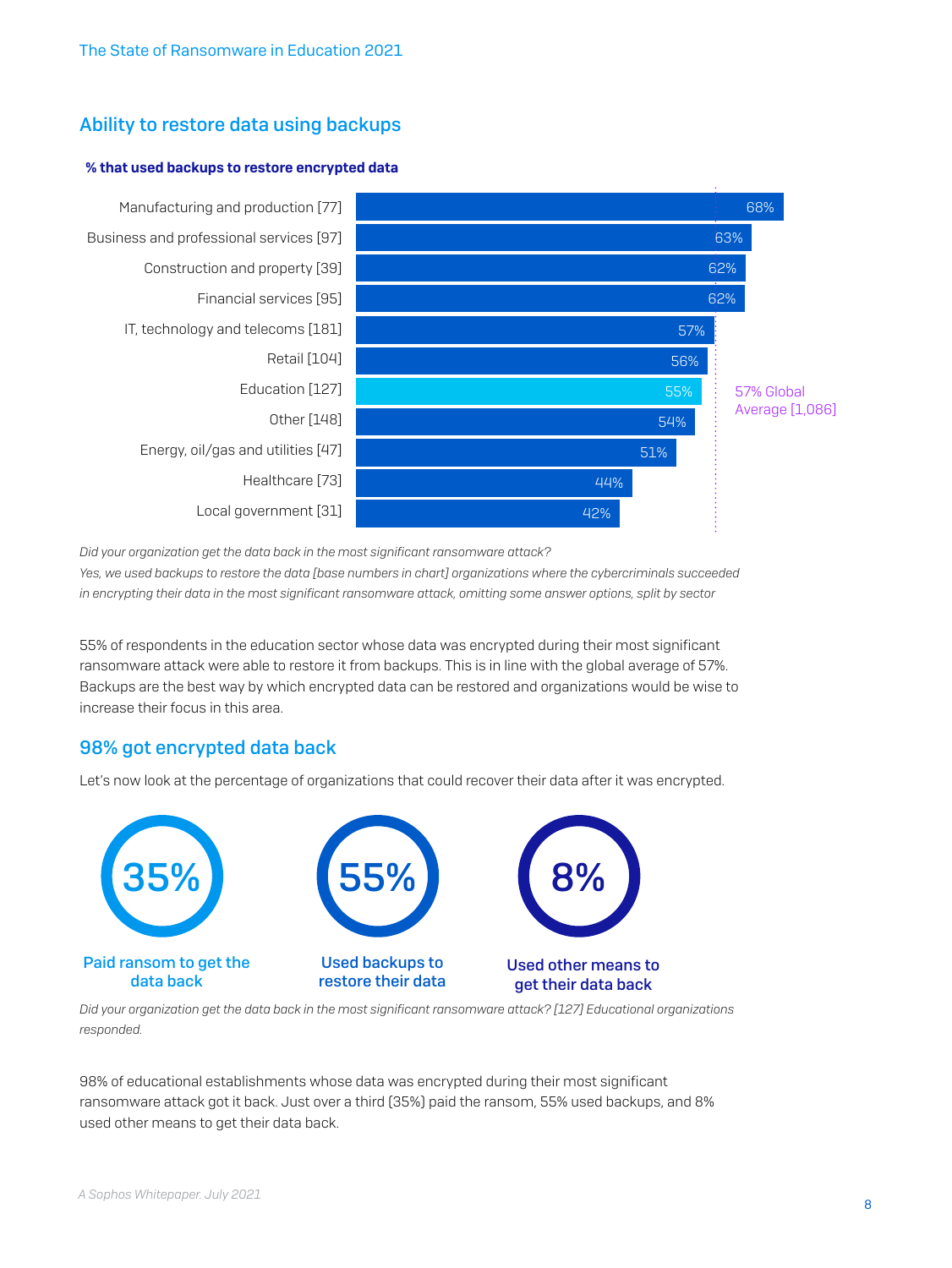## Ability to restore data using backups

**% that used backups to restore encrypted data**

| Sector | % |
|---|---|
| Manufacturing and production [77] | 68% |
| Business and professional services [97] | 63% |
| Construction and property [39] | 62% |
| Financial services [95] | 62% |
| IT, technology and telecoms [181] | 57% |
| Retail [104] | 56% |
| Education [127] | 55% |
| Other [148] | 54% |
| Energy, oil/gas and utilities [47] | 51% |
| Healthcare [73] | 44% |
| Local government [31] | 42% |

57% Global Average [1,086]

*Did your organization get the data back in the most significant ransomware attack?*
*Yes, we used backups to restore the data [base numbers in chart] organizations where the cybercriminals succeeded in encrypting their data in the most significant ransomware attack, omitting some answer options, split by sector*

55% of respondents in the education sector whose data was encrypted during their most significant ransomware attack were able to restore it from backups. This is in line with the global average of 57%. Backups are the best way by which encrypted data can be restored and organizations would be wise to increase their focus in this area.

## 98% got encrypted data back

Let's now look at the percentage of organizations that could recover their data after it was encrypted.

| 35% | 55% | 8% |
|---|---|---|
| Paid ransom to get the data back | Used backups to restore their data | Used other means to get their data back |

*Did your organization get the data back in the most significant ransomware attack? [127] Educational organizations responded.*

98% of educational establishments whose data was encrypted during their most significant ransomware attack got it back. Just over a third (35%) paid the ransom, 55% used backups, and 8% used other means to get their data back.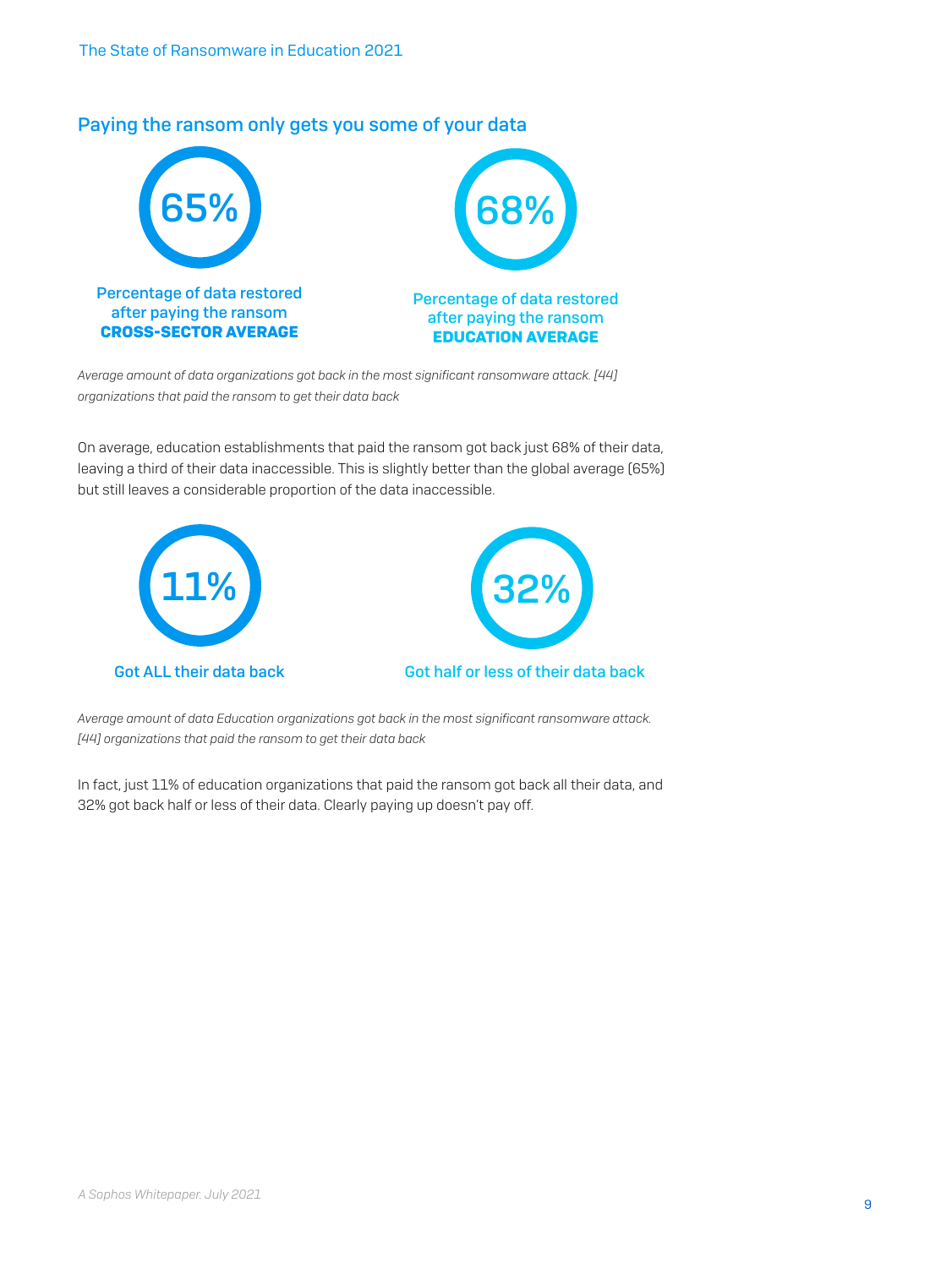## Paying the ransom only gets you some of your data

**65%**

Percentage of data restored after paying the ransom
**CROSS-SECTOR AVERAGE**

**68%**

Percentage of data restored after paying the ransom
**EDUCATION AVERAGE**

*Average amount of data organizations got back in the most significant ransomware attack. [44] organizations that paid the ransom to get their data back*

On average, education establishments that paid the ransom got back just 68% of their data, leaving a third of their data inaccessible. This is slightly better than the global average (65%) but still leaves a considerable proportion of the data inaccessible.

**11%**

Got ALL their data back

**32%**

Got half or less of their data back

*Average amount of data Education organizations got back in the most significant ransomware attack. [44] organizations that paid the ransom to get their data back*

In fact, just 11% of education organizations that paid the ransom got back all their data, and 32% got back half or less of their data. Clearly paying up doesn't pay off.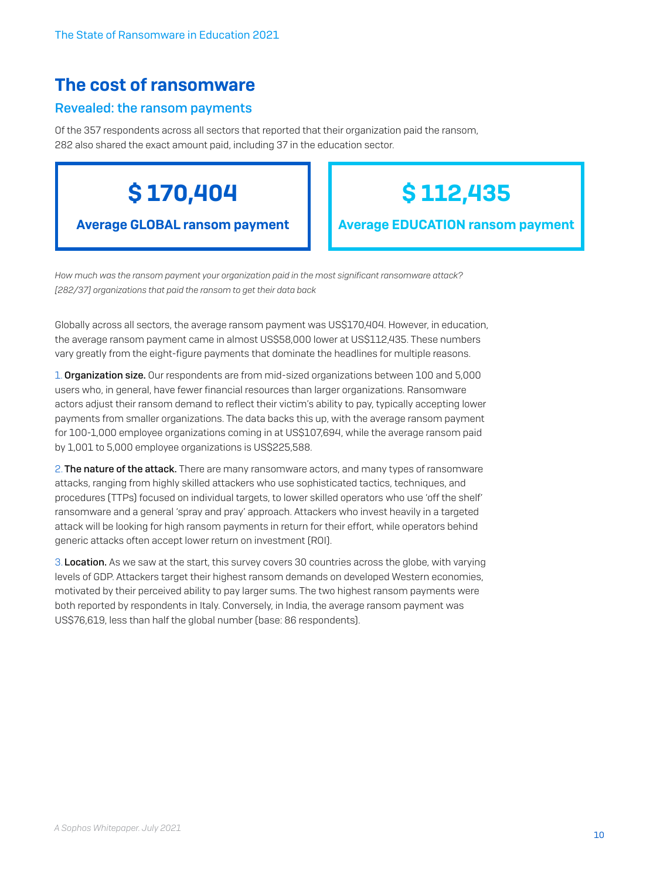## The cost of ransomware

### Revealed: the ransom payments

Of the 357 respondents across all sectors that reported that their organization paid the ransom, 282 also shared the exact amount paid, including 37 in the education sector.

**$ 170,404**

**Average GLOBAL ransom payment**

**$ 112,435**

**Average EDUCATION ransom payment**

*How much was the ransom payment your organization paid in the most significant ransomware attack? [282/37] organizations that paid the ransom to get their data back*

Globally across all sectors, the average ransom payment was US$170,404. However, in education, the average ransom payment came in almost US$58,000 lower at US$112,435. These numbers vary greatly from the eight-figure payments that dominate the headlines for multiple reasons.

1. **Organization size.** Our respondents are from mid-sized organizations between 100 and 5,000 users who, in general, have fewer financial resources than larger organizations. Ransomware actors adjust their ransom demand to reflect their victim's ability to pay, typically accepting lower payments from smaller organizations. The data backs this up, with the average ransom payment for 100-1,000 employee organizations coming in at US$107,694, while the average ransom paid by 1,001 to 5,000 employee organizations is US$225,588.

2. **The nature of the attack.** There are many ransomware actors, and many types of ransomware attacks, ranging from highly skilled attackers who use sophisticated tactics, techniques, and procedures (TTPs) focused on individual targets, to lower skilled operators who use 'off the shelf' ransomware and a general 'spray and pray' approach. Attackers who invest heavily in a targeted attack will be looking for high ransom payments in return for their effort, while operators behind generic attacks often accept lower return on investment (ROI).

3. **Location.** As we saw at the start, this survey covers 30 countries across the globe, with varying levels of GDP. Attackers target their highest ransom demands on developed Western economies, motivated by their perceived ability to pay larger sums. The two highest ransom payments were both reported by respondents in Italy. Conversely, in India, the average ransom payment was US$76,619, less than half the global number (base: 86 respondents).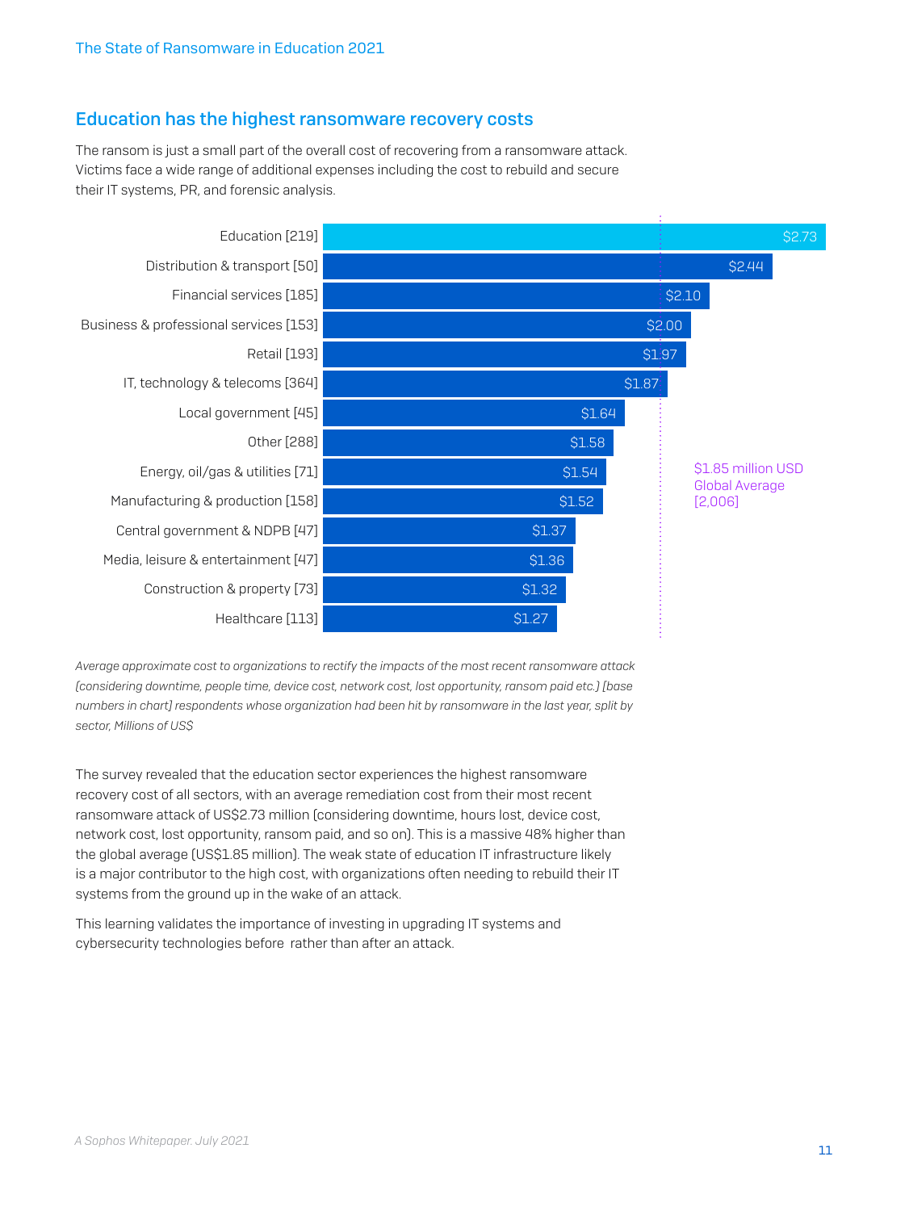## Education has the highest ransomware recovery costs

The ransom is just a small part of the overall cost of recovering from a ransomware attack. Victims face a wide range of additional expenses including the cost to rebuild and secure their IT systems, PR, and forensic analysis.

| Sector | Cost (Millions of US$) |
|---|---|
| Education [219] | $2.73 |
| Distribution & transport [50] | $2.44 |
| Financial services [185] | $2.10 |
| Business & professional services [153] | $2.00 |
| Retail [193] | $1.97 |
| IT, technology & telecoms [364] | $1.87 |
| Local government [45] | $1.64 |
| Other [288] | $1.58 |
| Energy, oil/gas & utilities [71] | $1.54 |
| Manufacturing & production [158] | $1.52 |
| Central government & NDPB [47] | $1.37 |
| Media, leisure & entertainment [47] | $1.36 |
| Construction & property [73] | $1.32 |
| Healthcare [113] | $1.27 |

$1.85 million USD Global Average [2,006]

*Average approximate cost to organizations to rectify the impacts of the most recent ransomware attack (considering downtime, people time, device cost, network cost, lost opportunity, ransom paid etc.) [base numbers in chart] respondents whose organization had been hit by ransomware in the last year, split by sector, Millions of US$*

The survey revealed that the education sector experiences the highest ransomware recovery cost of all sectors, with an average remediation cost from their most recent ransomware attack of US$2.73 million (considering downtime, hours lost, device cost, network cost, lost opportunity, ransom paid, and so on). This is a massive 48% higher than the global average (US$1.85 million). The weak state of education IT infrastructure likely is a major contributor to the high cost, with organizations often needing to rebuild their IT systems from the ground up in the wake of an attack.

This learning validates the importance of investing in upgrading IT systems and cybersecurity technologies before rather than after an attack.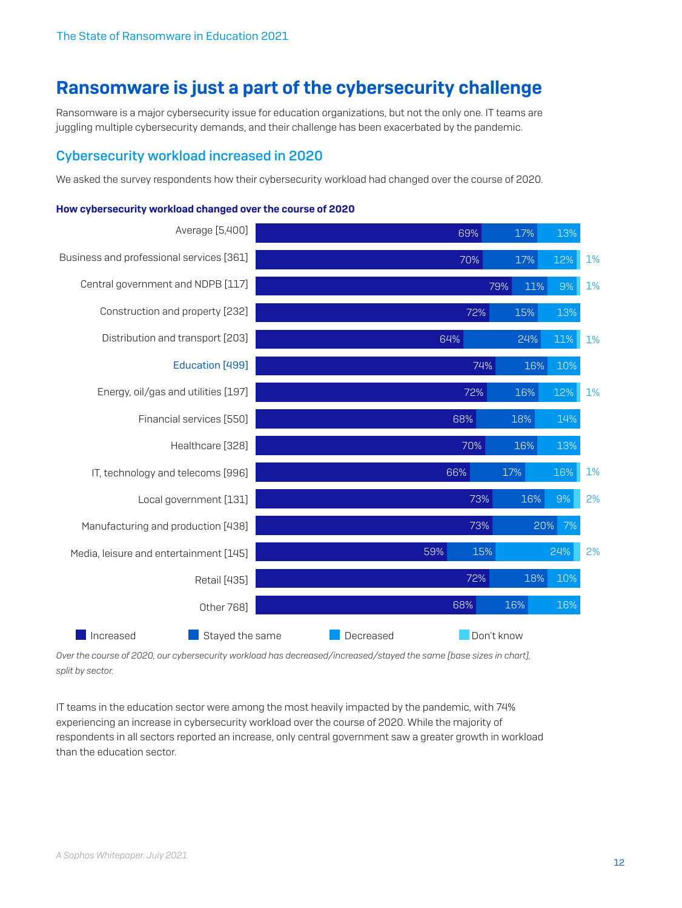# Ransomware is just a part of the cybersecurity challenge

Ransomware is a major cybersecurity issue for education organizations, but not the only one. IT teams are juggling multiple cybersecurity demands, and their challenge has been exacerbated by the pandemic.

## Cybersecurity workload increased in 2020

We asked the survey respondents how their cybersecurity workload had changed over the course of 2020.

**How cybersecurity workload changed over the course of 2020**

| Sector | Increased | Stayed the same | Decreased | Don't know |
|---|---|---|---|---|
| Average [5,400] | 69% | 17% | 13% | |
| Business and professional services [361] | 70% | 17% | 12% | 1% |
| Central government and NDPB [117] | 79% | 11% | 9% | 1% |
| Construction and property [232] | 72% | 15% | 13% | |
| Distribution and transport [203] | 64% | 24% | 11% | 1% |
| Education [499] | 74% | 16% | 10% | |
| Energy, oil/gas and utilities [197] | 72% | 16% | 12% | 1% |
| Financial services [550] | 68% | 18% | 14% | |
| Healthcare [328] | 70% | 16% | 13% | |
| IT, technology and telecoms [996] | 66% | 17% | 16% | 1% |
| Local government [131] | 73% | 16% | 9% | 2% |
| Manufacturing and production [438] | 73% | 20% | 7% | |
| Media, leisure and entertainment [145] | 59% | 15% | 24% | 2% |
| Retail [435] | 72% | 18% | 10% | |
| Other 768] | 68% | 16% | 16% | |

*Over the course of 2020, our cybersecurity workload has decreased/increased/stayed the same [base sizes in chart], split by sector.*

IT teams in the education sector were among the most heavily impacted by the pandemic, with 74% experiencing an increase in cybersecurity workload over the course of 2020. While the majority of respondents in all sectors reported an increase, only central government saw a greater growth in workload than the education sector.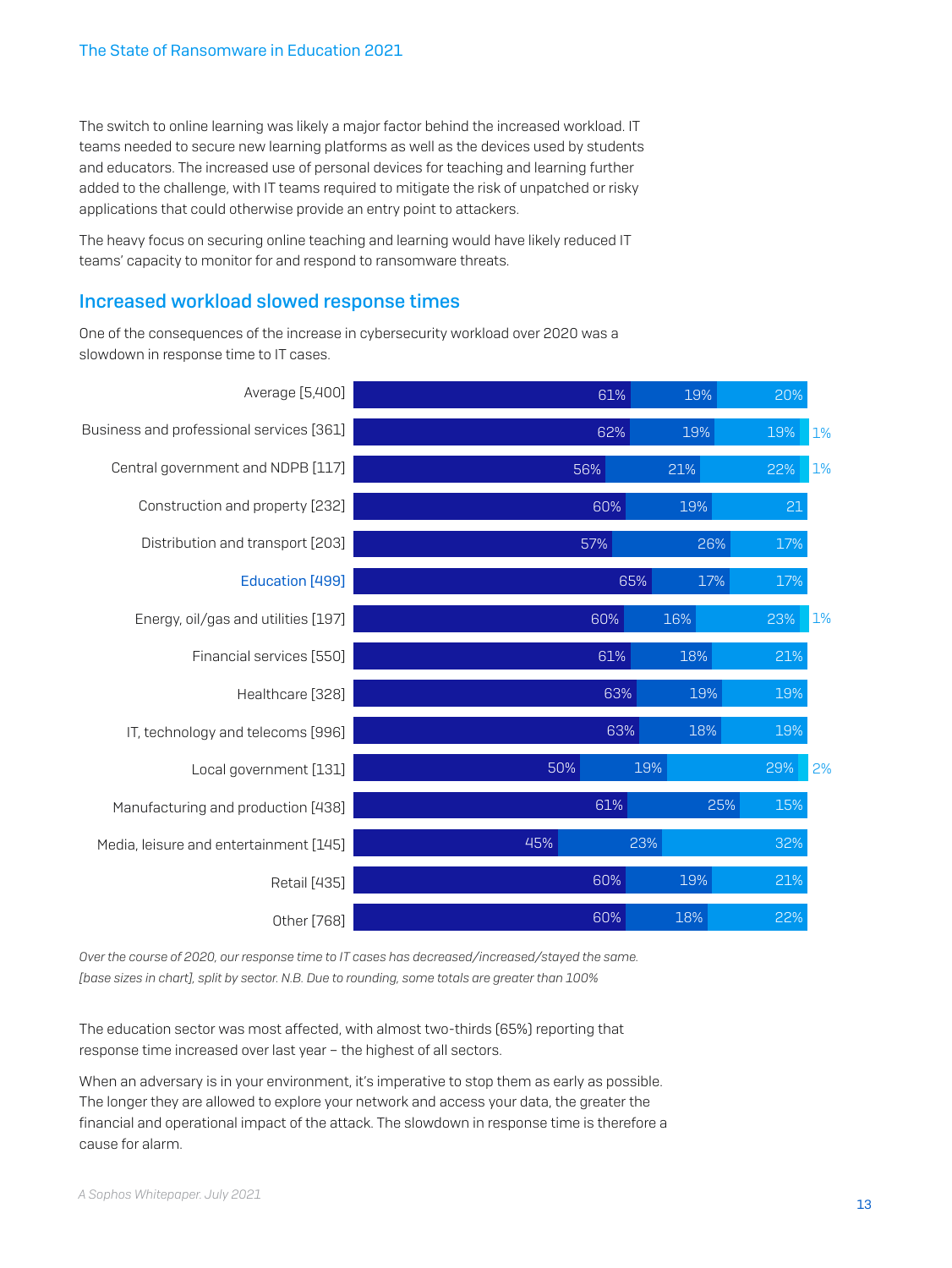The switch to online learning was likely a major factor behind the increased workload. IT teams needed to secure new learning platforms as well as the devices used by students and educators. The increased use of personal devices for teaching and learning further added to the challenge, with IT teams required to mitigate the risk of unpatched or risky applications that could otherwise provide an entry point to attackers.

The heavy focus on securing online teaching and learning would have likely reduced IT teams' capacity to monitor for and respond to ransomware threats.

## Increased workload slowed response times

One of the consequences of the increase in cybersecurity workload over 2020 was a slowdown in response time to IT cases.

| Sector | | | | |
|---|---|---|---|---|
| Average [5,400] | 61% | 19% | 20% | |
| Business and professional services [361] | 62% | 19% | 19% | 1% |
| Central government and NDPB [117] | 56% | 21% | 22% | 1% |
| Construction and property [232] | 60% | 19% | 21 | |
| Distribution and transport [203] | 57% | 26% | 17% | |
| Education [499] | 65% | 17% | 17% | |
| Energy, oil/gas and utilities [197] | 60% | 16% | 23% | 1% |
| Financial services [550] | 61% | 18% | 21% | |
| Healthcare [328] | 63% | 19% | 19% | |
| IT, technology and telecoms [996] | 63% | 18% | 19% | |
| Local government [131] | 50% | 19% | 29% | 2% |
| Manufacturing and production [438] | 61% | 25% | 15% | |
| Media, leisure and entertainment [145] | 45% | 23% | 32% | |
| Retail [435] | 60% | 19% | 21% | |
| Other [768] | 60% | 18% | 22% | |

*Over the course of 2020, our response time to IT cases has decreased/increased/stayed the same. [base sizes in chart], split by sector. N.B. Due to rounding, some totals are greater than 100%*

The education sector was most affected, with almost two-thirds (65%) reporting that response time increased over last year – the highest of all sectors.

When an adversary is in your environment, it's imperative to stop them as early as possible. The longer they are allowed to explore your network and access your data, the greater the financial and operational impact of the attack. The slowdown in response time is therefore a cause for alarm.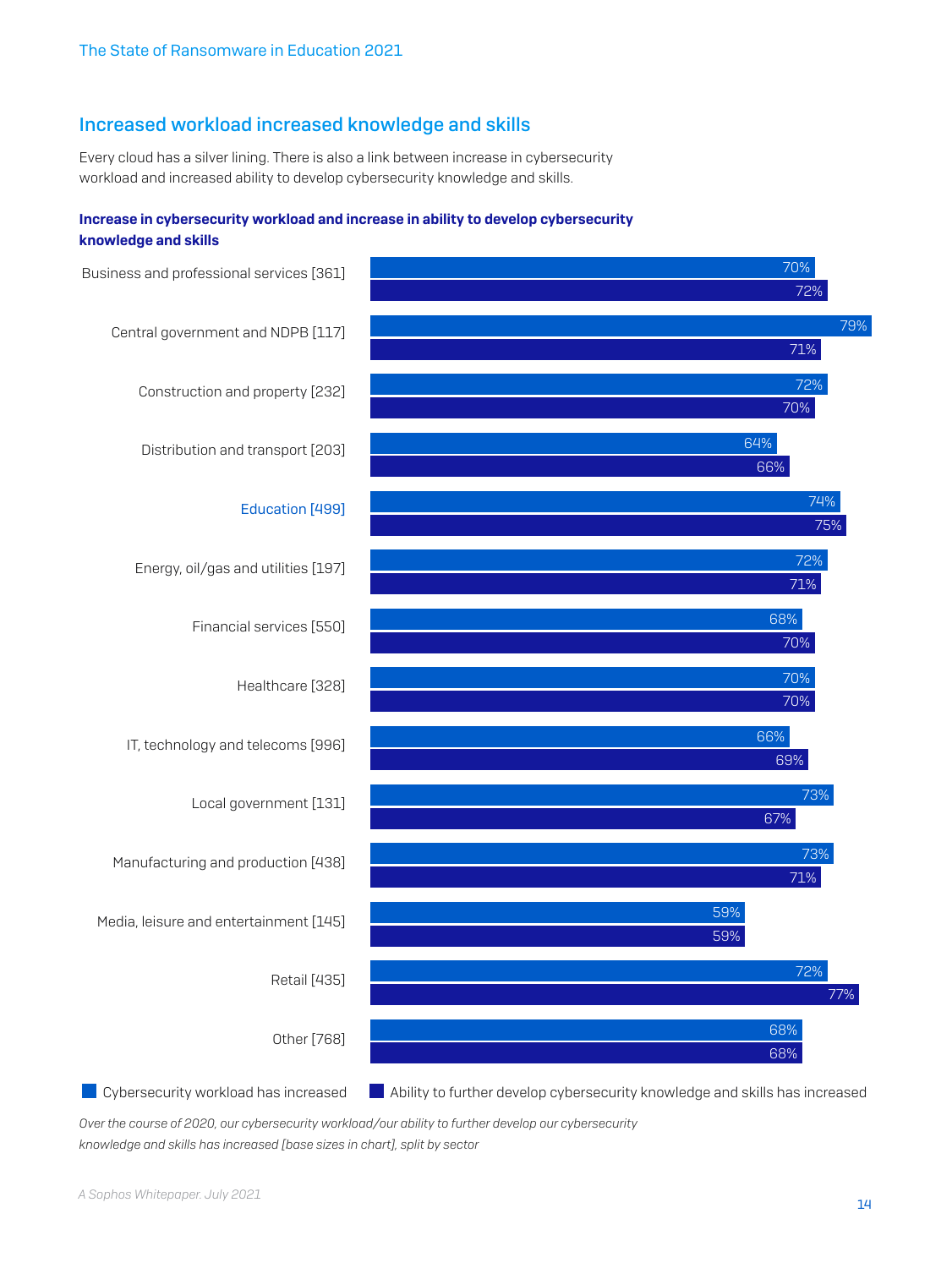## Increased workload increased knowledge and skills

Every cloud has a silver lining. There is also a link between increase in cybersecurity workload and increased ability to develop cybersecurity knowledge and skills.

**Increase in cybersecurity workload and increase in ability to develop cybersecurity knowledge and skills**

| Sector | Cybersecurity workload has increased | Ability to further develop cybersecurity knowledge and skills has increased |
|---|---|---|
| Business and professional services [361] | 70% | 72% |
| Central government and NDPB [117] | 79% | 71% |
| Construction and property [232] | 72% | 70% |
| Distribution and transport [203] | 64% | 66% |
| Education [499] | 74% | 75% |
| Energy, oil/gas and utilities [197] | 72% | 71% |
| Financial services [550] | 68% | 70% |
| Healthcare [328] | 70% | 70% |
| IT, technology and telecoms [996] | 66% | 69% |
| Local government [131] | 73% | 67% |
| Manufacturing and production [438] | 73% | 71% |
| Media, leisure and entertainment [145] | 59% | 59% |
| Retail [435] | 72% | 77% |
| Other [768] | 68% | 68% |

*Over the course of 2020, our cybersecurity workload/our ability to further develop our cybersecurity knowledge and skills has increased [base sizes in chart], split by sector*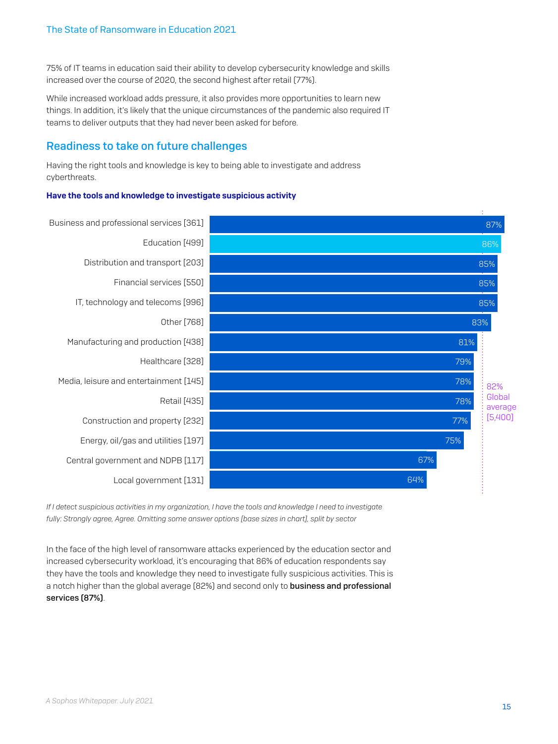75% of IT teams in education said their ability to develop cybersecurity knowledge and skills increased over the course of 2020, the second highest after retail (77%).

While increased workload adds pressure, it also provides more opportunities to learn new things. In addition, it's likely that the unique circumstances of the pandemic also required IT teams to deliver outputs that they had never been asked for before.

## Readiness to take on future challenges

Having the right tools and knowledge is key to being able to investigate and address cyberthreats.

**Have the tools and knowledge to investigate suspicious activity**

| Sector | % |
|---|---|
| Business and professional services [361] | 87% |
| Education [499] | 86% |
| Distribution and transport [203] | 85% |
| Financial services [550] | 85% |
| IT, technology and telecoms [996] | 85% |
| Other [768] | 83% |
| Manufacturing and production [438] | 81% |
| Healthcare [328] | 79% |
| Media, leisure and entertainment [145] | 78% |
| Retail [435] | 78% |
| Construction and property [232] | 77% |
| Energy, oil/gas and utilities [197] | 75% |
| Central government and NDPB [117] | 67% |
| Local government [131] | 64% |

82% Global average [5,400]

*If I detect suspicious activities in my organization, I have the tools and knowledge I need to investigate fully: Strongly agree, Agree. Omitting some answer options [base sizes in chart], split by sector*

In the face of the high level of ransomware attacks experienced by the education sector and increased cybersecurity workload, it's encouraging that 86% of education respondents say they have the tools and knowledge they need to investigate fully suspicious activities. This is a notch higher than the global average (82%) and second only to **business and professional services (87%)**.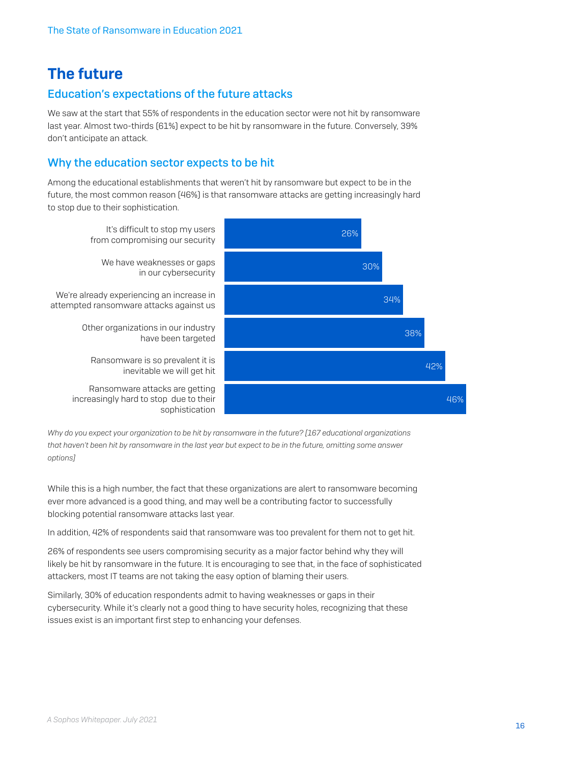# The future

## Education's expectations of the future attacks

We saw at the start that 55% of respondents in the education sector were not hit by ransomware last year. Almost two-thirds (61%) expect to be hit by ransomware in the future. Conversely, 39% don't anticipate an attack.

## Why the education sector expects to be hit

Among the educational establishments that weren't hit by ransomware but expect to be in the future, the most common reason (46%) is that ransomware attacks are getting increasingly hard to stop due to their sophistication.

| Reason | % |
| --- | --- |
| It's difficult to stop my users from compromising our security | 26% |
| We have weaknesses or gaps in our cybersecurity | 30% |
| We're already experiencing an increase in attempted ransomware attacks against us | 34% |
| Other organizations in our industry have been targeted | 38% |
| Ransomware is so prevalent it is inevitable we will get hit | 42% |
| Ransomware attacks are getting increasingly hard to stop due to their sophistication | 46% |

*Why do you expect your organization to be hit by ransomware in the future? [167 educational organizations that haven't been hit by ransomware in the last year but expect to be in the future, omitting some answer options]*

While this is a high number, the fact that these organizations are alert to ransomware becoming ever more advanced is a good thing, and may well be a contributing factor to successfully blocking potential ransomware attacks last year.

In addition, 42% of respondents said that ransomware was too prevalent for them not to get hit.

26% of respondents see users compromising security as a major factor behind why they will likely be hit by ransomware in the future. It is encouraging to see that, in the face of sophisticated attackers, most IT teams are not taking the easy option of blaming their users.

Similarly, 30% of education respondents admit to having weaknesses or gaps in their cybersecurity. While it's clearly not a good thing to have security holes, recognizing that these issues exist is an important first step to enhancing your defenses.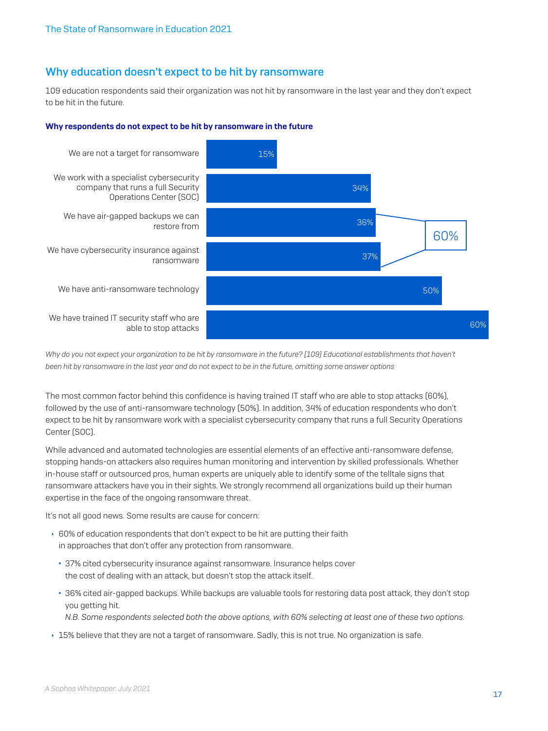## Why education doesn't expect to be hit by ransomware

109 education respondents said their organization was not hit by ransomware in the last year and they don't expect to be hit in the future.

**Why respondents do not expect to be hit by ransomware in the future**

| Reason | % |
| --- | --- |
| We are not a target for ransomware | 15% |
| We work with a specialist cybersecurity company that runs a full Security Operations Center (SOC) | 34% |
| We have air-gapped backups we can restore from | 36% |
| We have cybersecurity insurance against ransomware | 37% |
| We have anti-ransomware technology | 50% |
| We have trained IT security staff who are able to stop attacks | 60% |

60% (air-gapped backups and/or cybersecurity insurance)

*Why do you not expect your organization to be hit by ransomware in the future? [109] Educational establishments that haven't been hit by ransomware in the last year and do not expect to be in the future, omitting some answer options*

The most common factor behind this confidence is having trained IT staff who are able to stop attacks (60%), followed by the use of anti-ransomware technology (50%). In addition, 34% of education respondents who don't expect to be hit by ransomware work with a specialist cybersecurity company that runs a full Security Operations Center (SOC).

While advanced and automated technologies are essential elements of an effective anti-ransomware defense, stopping hands-on attackers also requires human monitoring and intervention by skilled professionals. Whether in-house staff or outsourced pros, human experts are uniquely able to identify some of the telltale signs that ransomware attackers have you in their sights. We strongly recommend all organizations build up their human expertise in the face of the ongoing ransomware threat.

It's not all good news. Some results are cause for concern:

- 60% of education respondents that don't expect to be hit are putting their faith in approaches that don't offer any protection from ransomware.
  - 37% cited cybersecurity insurance against ransomware. Insurance helps cover the cost of dealing with an attack, but doesn't stop the attack itself.
  - 36% cited air-gapped backups. While backups are valuable tools for restoring data post attack, they don't stop you getting hit.
    *N.B. Some respondents selected both the above options, with 60% selecting at least one of these two options.*
- 15% believe that they are not a target of ransomware. Sadly, this is not true. No organization is safe.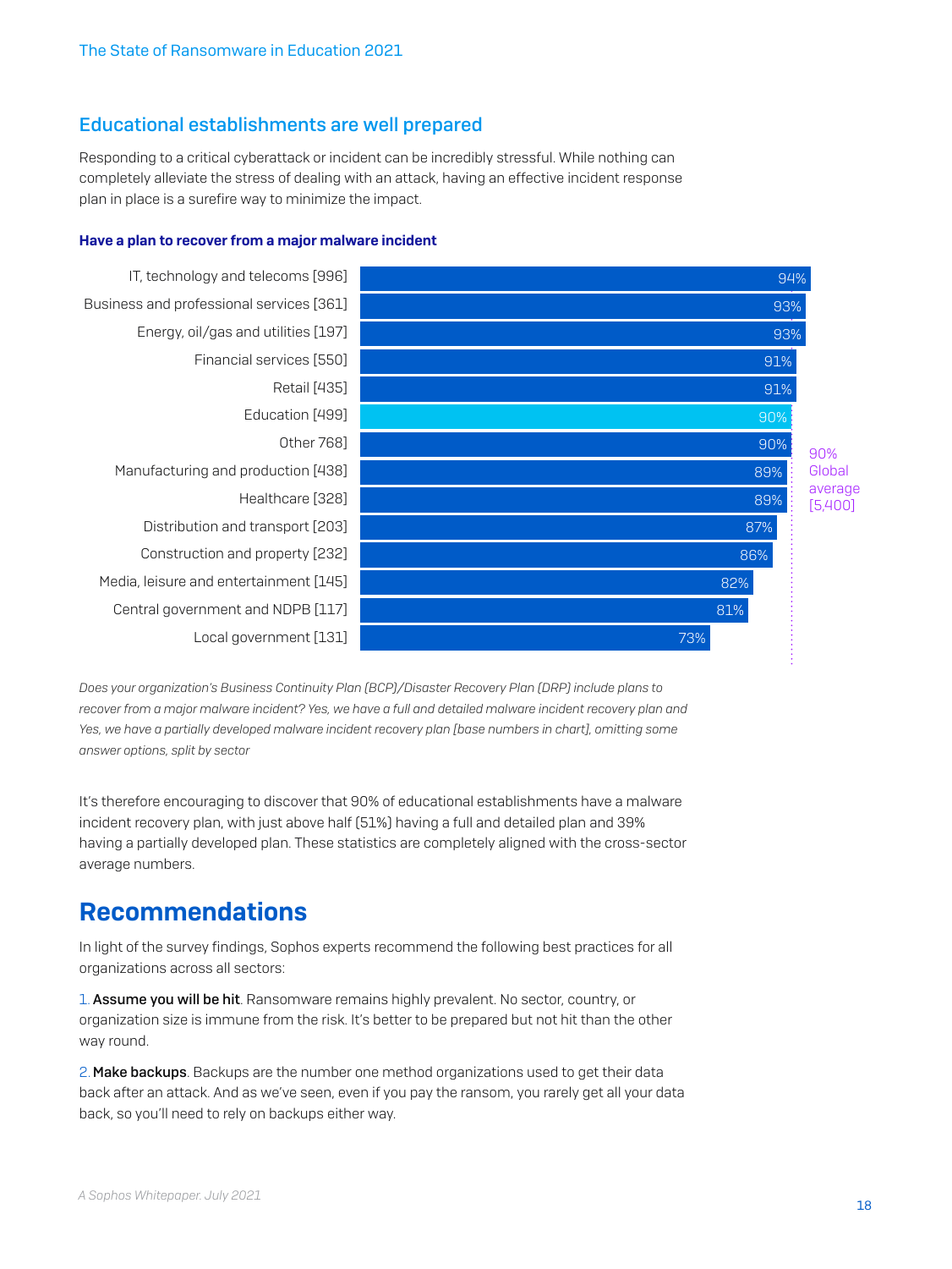## Educational establishments are well prepared

Responding to a critical cyberattack or incident can be incredibly stressful. While nothing can completely alleviate the stress of dealing with an attack, having an effective incident response plan in place is a surefire way to minimize the impact.

**Have a plan to recover from a major malware incident**

| Sector | % |
|---|---|
| IT, technology and telecoms [996] | 94% |
| Business and professional services [361] | 93% |
| Energy, oil/gas and utilities [197] | 93% |
| Financial services [550] | 91% |
| Retail [435] | 91% |
| Education [499] | 90% |
| Other 768] | 90% |
| Manufacturing and production [438] | 89% |
| Healthcare [328] | 89% |
| Distribution and transport [203] | 87% |
| Construction and property [232] | 86% |
| Media, leisure and entertainment [145] | 82% |
| Central government and NDPB [117] | 81% |
| Local government [131] | 73% |

90% Global average [5,400]

*Does your organization's Business Continuity Plan (BCP)/Disaster Recovery Plan (DRP) include plans to recover from a major malware incident? Yes, we have a full and detailed malware incident recovery plan and Yes, we have a partially developed malware incident recovery plan [base numbers in chart], omitting some answer options, split by sector*

It's therefore encouraging to discover that 90% of educational establishments have a malware incident recovery plan, with just above half (51%) having a full and detailed plan and 39% having a partially developed plan. These statistics are completely aligned with the cross-sector average numbers.

# Recommendations

In light of the survey findings, Sophos experts recommend the following best practices for all organizations across all sectors:

1. **Assume you will be hit**. Ransomware remains highly prevalent. No sector, country, or organization size is immune from the risk. It's better to be prepared but not hit than the other way round.

2. **Make backups**. Backups are the number one method organizations used to get their data back after an attack. And as we've seen, even if you pay the ransom, you rarely get all your data back, so you'll need to rely on backups either way.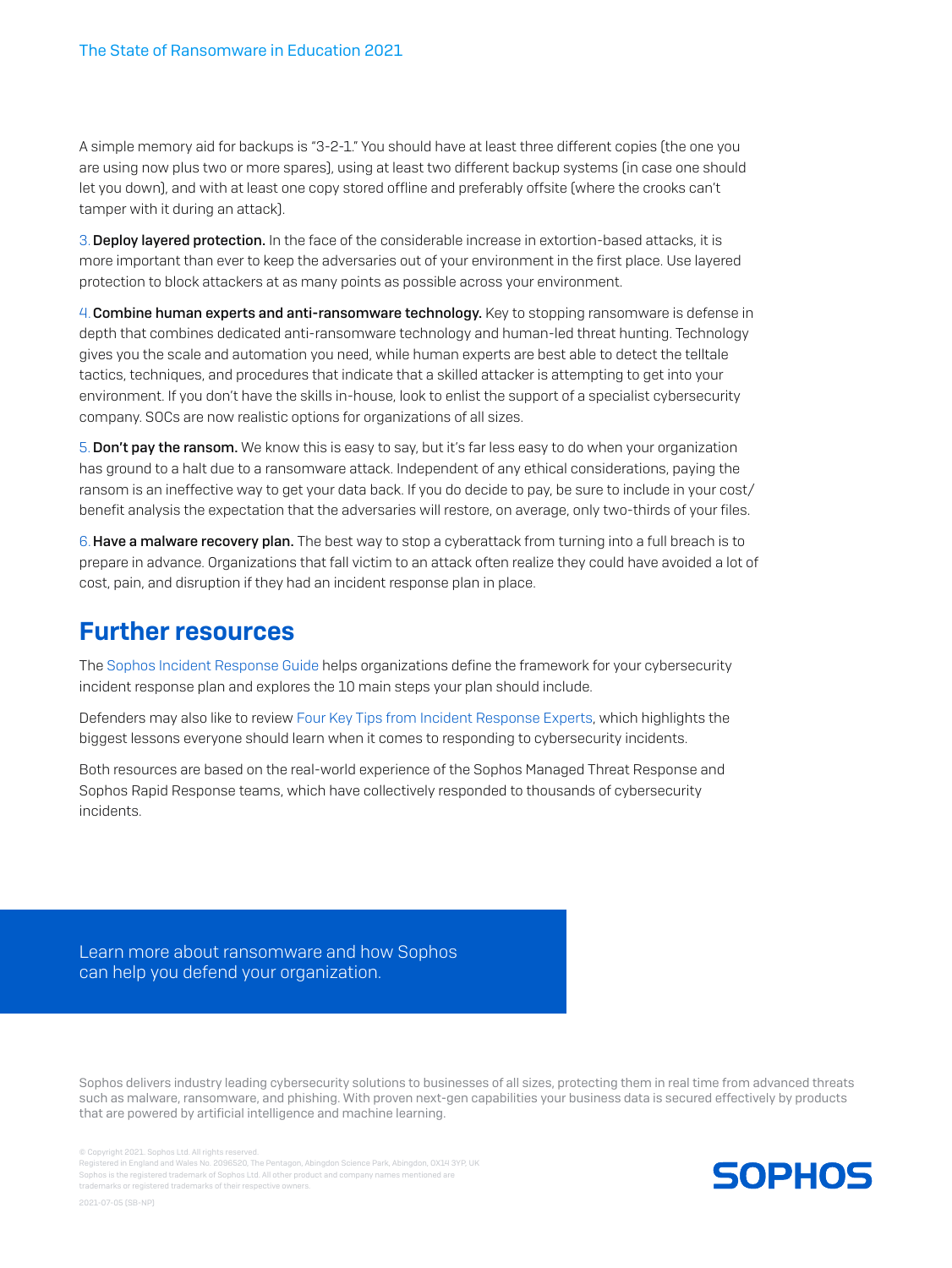A simple memory aid for backups is "3-2-1." You should have at least three different copies (the one you are using now plus two or more spares), using at least two different backup systems (in case one should let you down), and with at least one copy stored offline and preferably offsite (where the crooks can't tamper with it during an attack).

3. **Deploy layered protection.** In the face of the considerable increase in extortion-based attacks, it is more important than ever to keep the adversaries out of your environment in the first place. Use layered protection to block attackers at as many points as possible across your environment.

4. **Combine human experts and anti-ransomware technology.** Key to stopping ransomware is defense in depth that combines dedicated anti-ransomware technology and human-led threat hunting. Technology gives you the scale and automation you need, while human experts are best able to detect the telltale tactics, techniques, and procedures that indicate that a skilled attacker is attempting to get into your environment. If you don't have the skills in-house, look to enlist the support of a specialist cybersecurity company. SOCs are now realistic options for organizations of all sizes.

5. **Don't pay the ransom.** We know this is easy to say, but it's far less easy to do when your organization has ground to a halt due to a ransomware attack. Independent of any ethical considerations, paying the ransom is an ineffective way to get your data back. If you do decide to pay, be sure to include in your cost/benefit analysis the expectation that the adversaries will restore, on average, only two-thirds of your files.

6. **Have a malware recovery plan.** The best way to stop a cyberattack from turning into a full breach is to prepare in advance. Organizations that fall victim to an attack often realize they could have avoided a lot of cost, pain, and disruption if they had an incident response plan in place.

## Further resources

The Sophos Incident Response Guide helps organizations define the framework for your cybersecurity incident response plan and explores the 10 main steps your plan should include.

Defenders may also like to review Four Key Tips from Incident Response Experts, which highlights the biggest lessons everyone should learn when it comes to responding to cybersecurity incidents.

Both resources are based on the real-world experience of the Sophos Managed Threat Response and Sophos Rapid Response teams, which have collectively responded to thousands of cybersecurity incidents.

Learn more about ransomware and how Sophos can help you defend your organization.

Sophos delivers industry leading cybersecurity solutions to businesses of all sizes, protecting them in real time from advanced threats such as malware, ransomware, and phishing. With proven next-gen capabilities your business data is secured effectively by products that are powered by artificial intelligence and machine learning.

© Copyright 2021. Sophos Ltd. All rights reserved.
Registered in England and Wales No. 2096520, The Pentagon, Abingdon Science Park, Abingdon, OX14 3YP, UK
Sophos is the registered trademark of Sophos Ltd. All other product and company names mentioned are trademarks or registered trademarks of their respective owners.

2021-07-05 (SB-NP)

SOPHOS